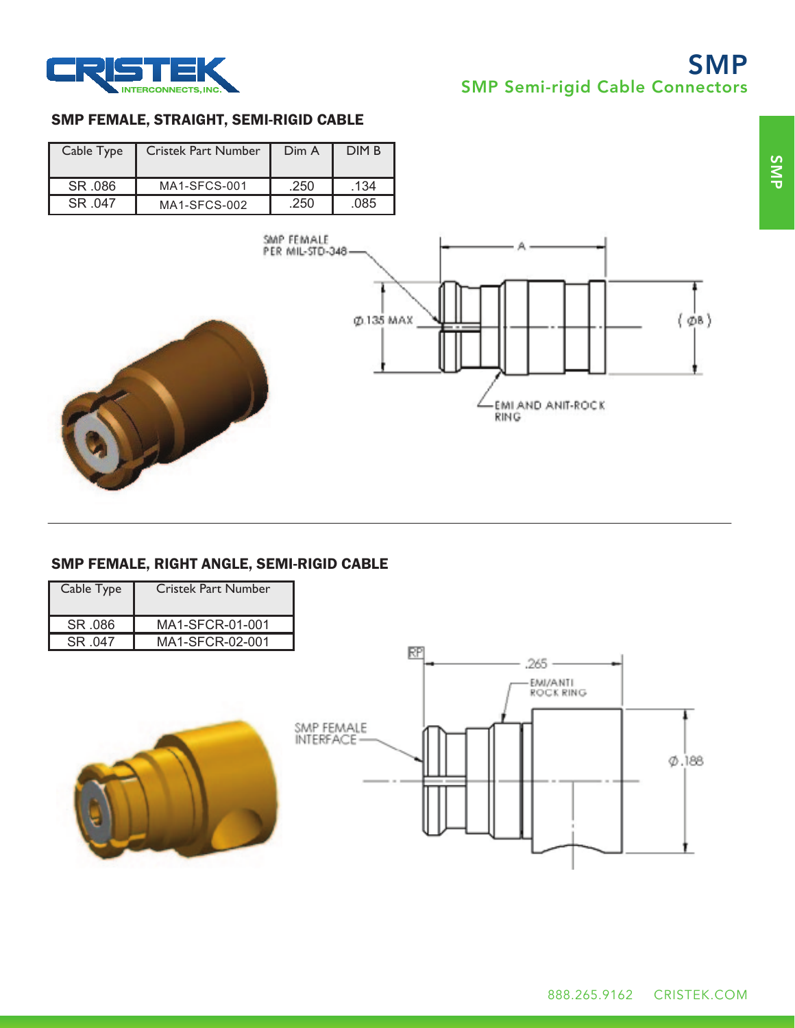# SMP

## SMP Semi-rigid Cable Connectors

### SMP FEMALE, STRAIGHT, SEMI-RIGID CABLE

| Cable Type | Cristek Part Number | Dim A | DIM B |
|---|---|---|---|
| SR .086 | MA1-SFCS-001 | .250 | .134 |
| SR .047 | MA1-SFCS-002 | .250 | .085 |

SMP FEMALE PER MIL-STD-348

Ø.135 MAX

A

( ØB )

EMI AND ANIT-ROCK RING

### SMP FEMALE, RIGHT ANGLE, SEMI-RIGID CABLE

| Cable Type | Cristek Part Number |
|---|---|
| SR .086 | MA1-SFCR-01-001 |
| SR .047 | MA1-SFCR-02-001 |

RP

.265

EMI/ANTI ROCK RING

SMP FEMALE INTERFACE

Ø.188

888.265.9162 CRISTEK.COM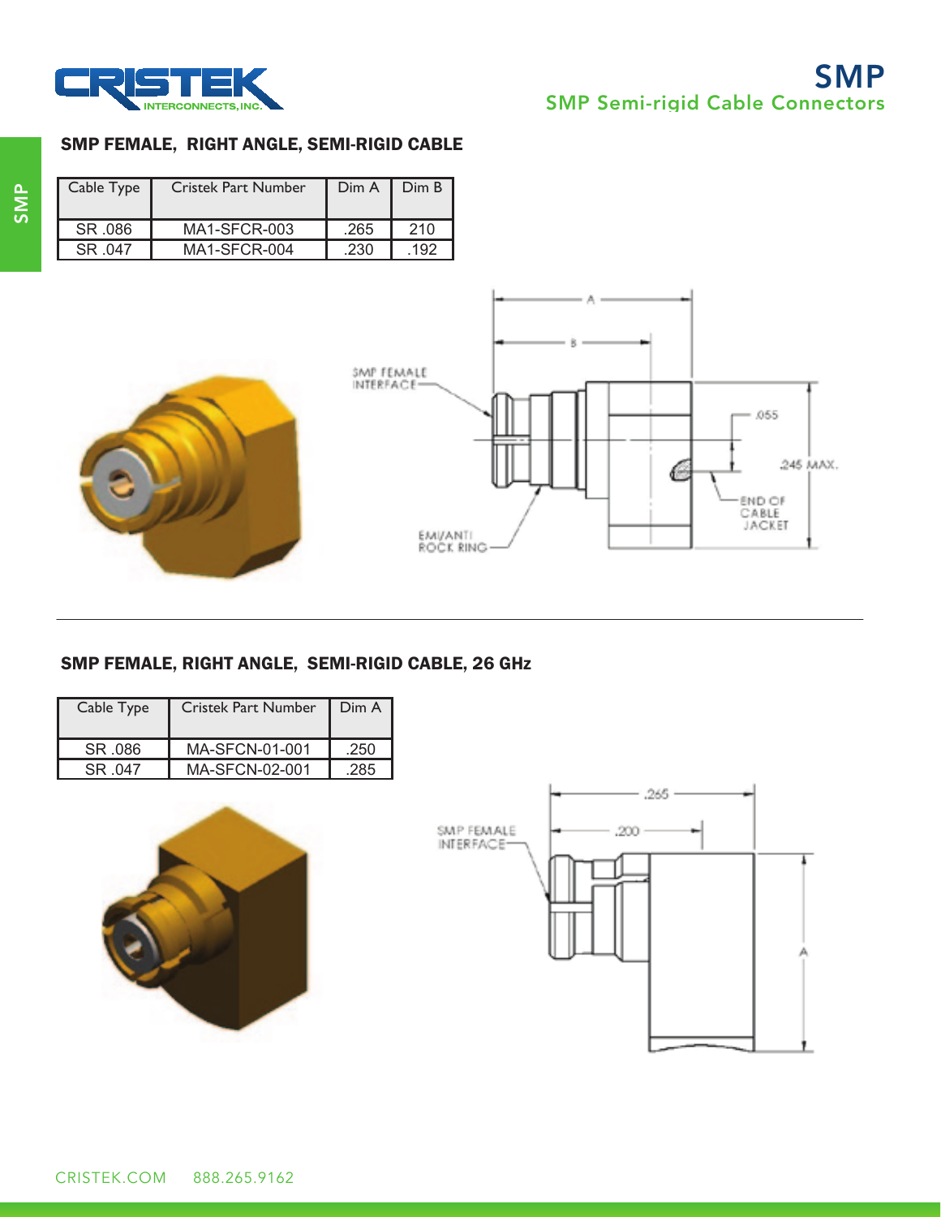## SMP FEMALE, RIGHT ANGLE, SEMI-RIGID CABLE

| Cable Type | Cristek Part Number | Dim A | Dim B |
|---|---|---|---|
| SR .086 | MA1-SFCR-003 | .265 | 210 |
| SR .047 | MA1-SFCR-004 | .230 | .192 |

## SMP FEMALE, RIGHT ANGLE, SEMI-RIGID CABLE, 26 GHz

| Cable Type | Cristek Part Number | Dim A |
|---|---|---|
| SR .086 | MA-SFCN-01-001 | .250 |
| SR .047 | MA-SFCN-02-001 | .285 |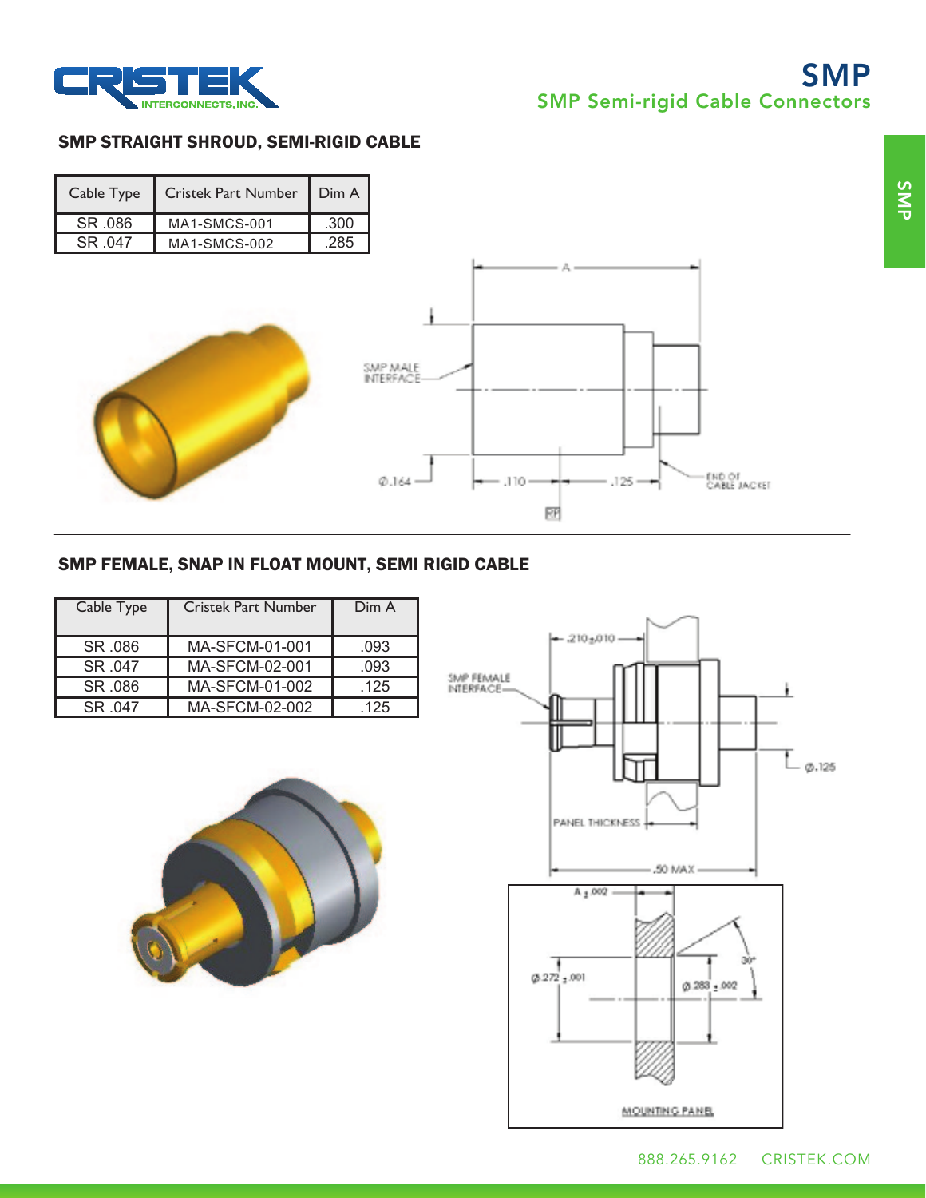# SMP

## SMP Semi-rigid Cable Connectors

### SMP STRAIGHT SHROUD, SEMI-RIGID CABLE

| Cable Type | Cristek Part Number | Dim A |
|---|---|---|
| SR .086 | MA1-SMCS-001 | .300 |
| SR .047 | MA1-SMCS-002 | .285 |

### SMP FEMALE, SNAP IN FLOAT MOUNT, SEMI RIGID CABLE

| Cable Type | Cristek Part Number | Dim A |
|---|---|---|
| SR .086 | MA-SFCM-01-001 | .093 |
| SR .047 | MA-SFCM-02-001 | .093 |
| SR .086 | MA-SFCM-01-002 | .125 |
| SR .047 | MA-SFCM-02-002 | .125 |

888.265.9162 CRISTEK.COM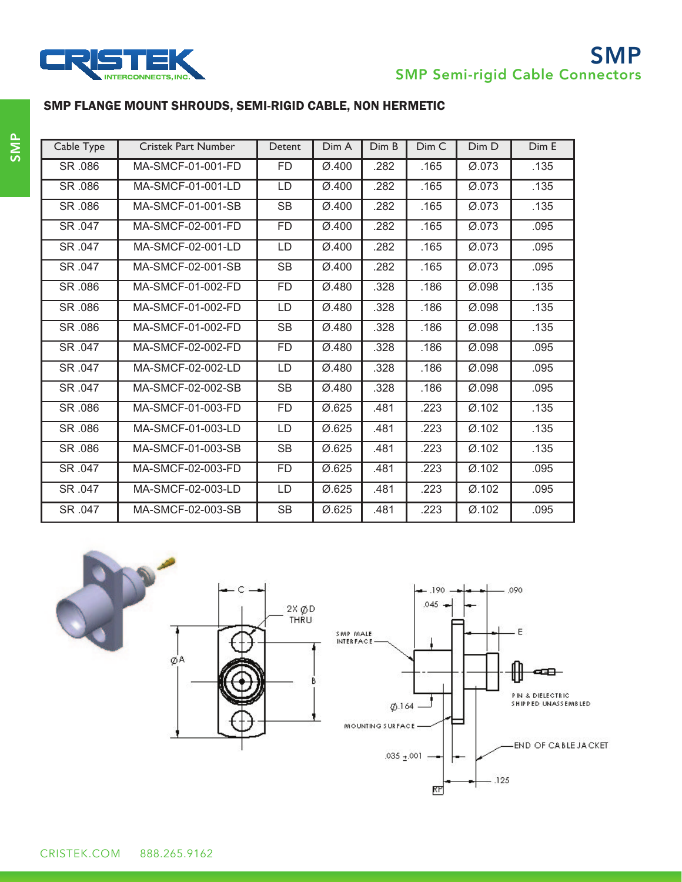# SMP

## SMP Semi-rigid Cable Connectors

### SMP FLANGE MOUNT SHROUDS, SEMI-RIGID CABLE, NON HERMETIC

| Cable Type | Cristek Part Number | Detent | Dim A | Dim B | Dim C | Dim D | Dim E |
|---|---|---|---|---|---|---|---|
| SR .086 | MA-SMCF-01-001-FD | FD | Ø.400 | .282 | .165 | Ø.073 | .135 |
| SR .086 | MA-SMCF-01-001-LD | LD | Ø.400 | .282 | .165 | Ø.073 | .135 |
| SR .086 | MA-SMCF-01-001-SB | SB | Ø.400 | .282 | .165 | Ø.073 | .135 |
| SR .047 | MA-SMCF-02-001-FD | FD | Ø.400 | .282 | .165 | Ø.073 | .095 |
| SR .047 | MA-SMCF-02-001-LD | LD | Ø.400 | .282 | .165 | Ø.073 | .095 |
| SR .047 | MA-SMCF-02-001-SB | SB | Ø.400 | .282 | .165 | Ø.073 | .095 |
| SR .086 | MA-SMCF-01-002-FD | FD | Ø.480 | .328 | .186 | Ø.098 | .135 |
| SR .086 | MA-SMCF-01-002-FD | LD | Ø.480 | .328 | .186 | Ø.098 | .135 |
| SR .086 | MA-SMCF-01-002-FD | SB | Ø.480 | .328 | .186 | Ø.098 | .135 |
| SR .047 | MA-SMCF-02-002-FD | FD | Ø.480 | .328 | .186 | Ø.098 | .095 |
| SR .047 | MA-SMCF-02-002-LD | LD | Ø.480 | .328 | .186 | Ø.098 | .095 |
| SR .047 | MA-SMCF-02-002-SB | SB | Ø.480 | .328 | .186 | Ø.098 | .095 |
| SR .086 | MA-SMCF-01-003-FD | FD | Ø.625 | .481 | .223 | Ø.102 | .135 |
| SR .086 | MA-SMCF-01-003-LD | LD | Ø.625 | .481 | .223 | Ø.102 | .135 |
| SR .086 | MA-SMCF-01-003-SB | SB | Ø.625 | .481 | .223 | Ø.102 | .135 |
| SR .047 | MA-SMCF-02-003-FD | FD | Ø.625 | .481 | .223 | Ø.102 | .095 |
| SR .047 | MA-SMCF-02-003-LD | LD | Ø.625 | .481 | .223 | Ø.102 | .095 |
| SR .047 | MA-SMCF-02-003-SB | SB | Ø.625 | .481 | .223 | Ø.102 | .095 |

C | 2X ØD THRU | ØA | B

.190 | .090 | .045 | SMP MALE INTERFACE | E | Ø.164 | PIN & DIELECTRIC SHIPPED UNASSEMBLED | MOUNTING SURFACE | END OF CABLE JACKET | .035 ±.001 | .125 | RP

CRISTEK.COM 888.265.9162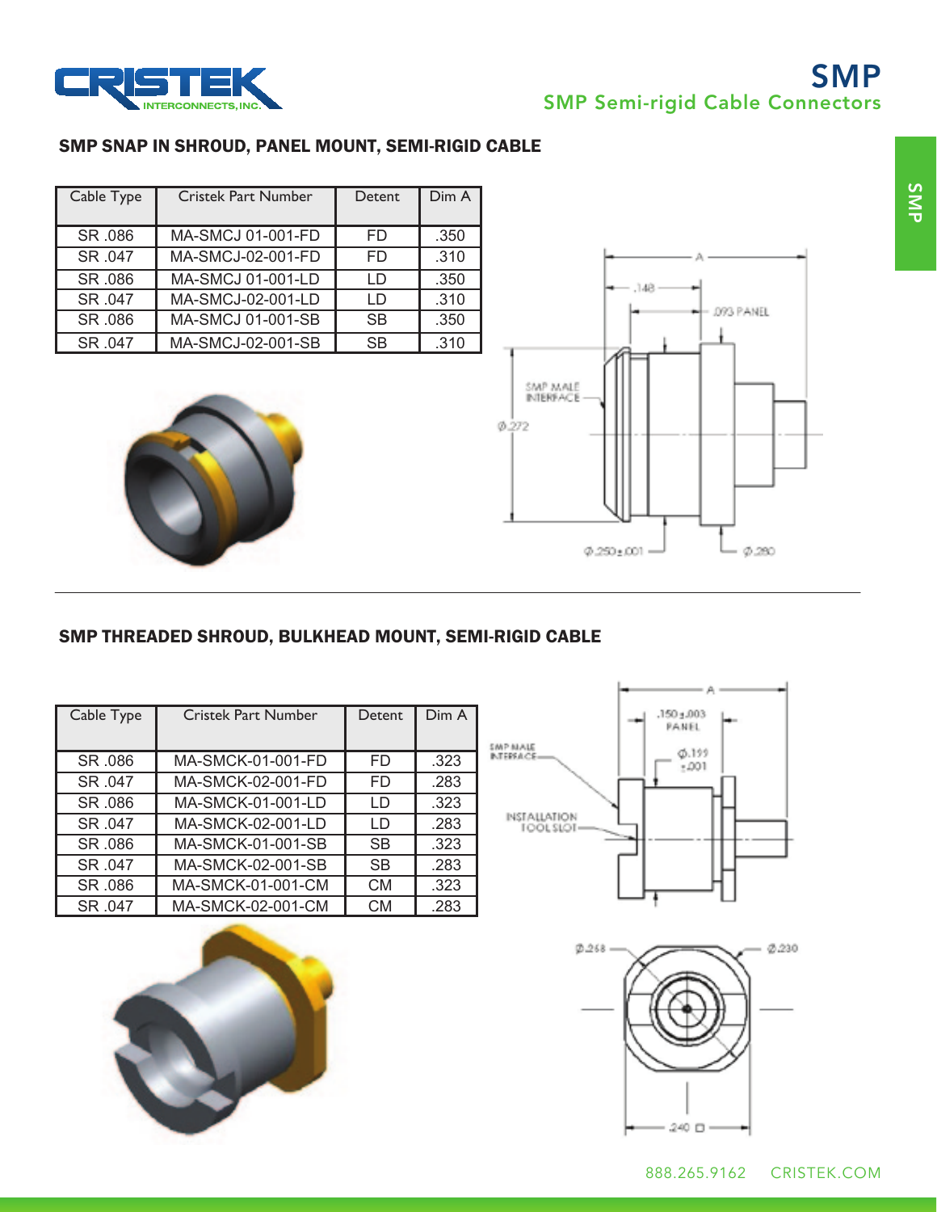# SMP

## SMP Semi-rigid Cable Connectors

### SMP SNAP IN SHROUD, PANEL MOUNT, SEMI-RIGID CABLE

| Cable Type | Cristek Part Number | Detent | Dim A |
|---|---|---|---|
| SR .086 | MA-SMCJ 01-001-FD | FD | .350 |
| SR .047 | MA-SMCJ-02-001-FD | FD | .310 |
| SR .086 | MA-SMCJ 01-001-LD | LD | .350 |
| SR .047 | MA-SMCJ-02-001-LD | LD | .310 |
| SR .086 | MA-SMCJ 01-001-SB | SB | .350 |
| SR .047 | MA-SMCJ-02-001-SB | SB | .310 |

A
.148
.093 PANEL
SMP MALE INTERFACE
Ø.272
Ø.250±.001
Ø.280

### SMP THREADED SHROUD, BULKHEAD MOUNT, SEMI-RIGID CABLE

| Cable Type | Cristek Part Number | Detent | Dim A |
|---|---|---|---|
| SR .086 | MA-SMCK-01-001-FD | FD | .323 |
| SR .047 | MA-SMCK-02-001-FD | FD | .283 |
| SR .086 | MA-SMCK-01-001-LD | LD | .323 |
| SR .047 | MA-SMCK-02-001-LD | LD | .283 |
| SR .086 | MA-SMCK-01-001-SB | SB | .323 |
| SR .047 | MA-SMCK-02-001-SB | SB | .283 |
| SR .086 | MA-SMCK-01-001-CM | CM | .323 |
| SR .047 | MA-SMCK-02-001-CM | CM | .283 |

A
.150±.003 PANEL
SMP MALE INTERFACE
Ø.199 ±.001
INSTALLATION TOOL SLOT
Ø.268
Ø.230
.240 □

888.265.9162 CRISTEK.COM